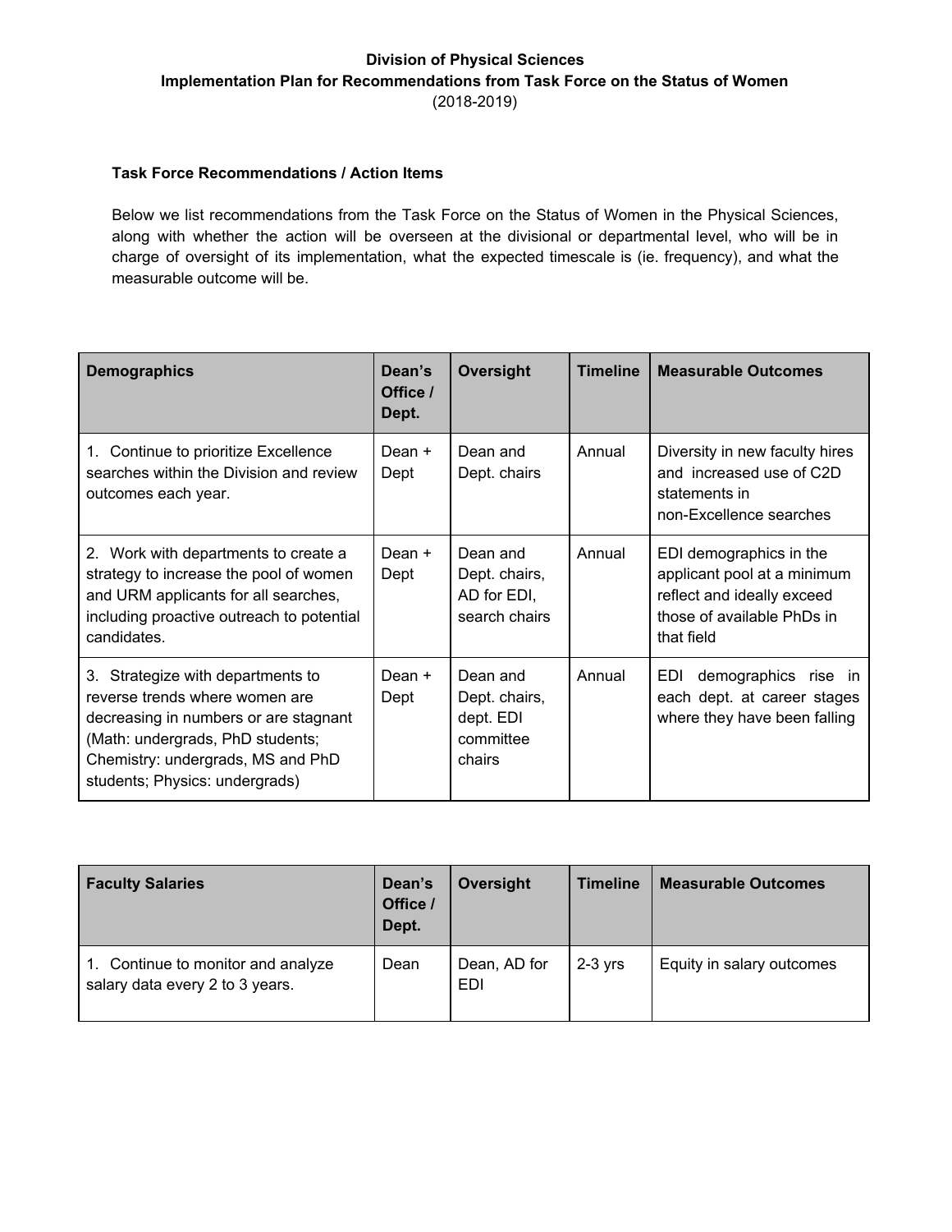**Division of Physical Sciences**
**Implementation Plan for Recommendations from Task Force on the Status of Women**
(2018-2019)

**Task Force Recommendations / Action Items**

Below we list recommendations from the Task Force on the Status of Women in the Physical Sciences, along with whether the action will be overseen at the divisional or departmental level, who will be in charge of oversight of its implementation, what the expected timescale is (ie. frequency), and what the measurable outcome will be.

| Demographics | Dean's Office / Dept. | Oversight | Timeline | Measurable Outcomes |
|---|---|---|---|---|
| 1. Continue to prioritize Excellence searches within the Division and review outcomes each year. | Dean + Dept | Dean and Dept. chairs | Annual | Diversity in new faculty hires and increased use of C2D statements in non-Excellence searches |
| 2. Work with departments to create a strategy to increase the pool of women and URM applicants for all searches, including proactive outreach to potential candidates. | Dean + Dept | Dean and Dept. chairs, AD for EDI, search chairs | Annual | EDI demographics in the applicant pool at a minimum reflect and ideally exceed those of available PhDs in that field |
| 3. Strategize with departments to reverse trends where women are decreasing in numbers or are stagnant (Math: undergrads, PhD students; Chemistry: undergrads, MS and PhD students; Physics: undergrads) | Dean + Dept | Dean and Dept. chairs, dept. EDI committee chairs | Annual | EDI demographics rise in each dept. at career stages where they have been falling |

| Faculty Salaries | Dean's Office / Dept. | Oversight | Timeline | Measurable Outcomes |
|---|---|---|---|---|
| 1. Continue to monitor and analyze salary data every 2 to 3 years. | Dean | Dean, AD for EDI | 2-3 yrs | Equity in salary outcomes |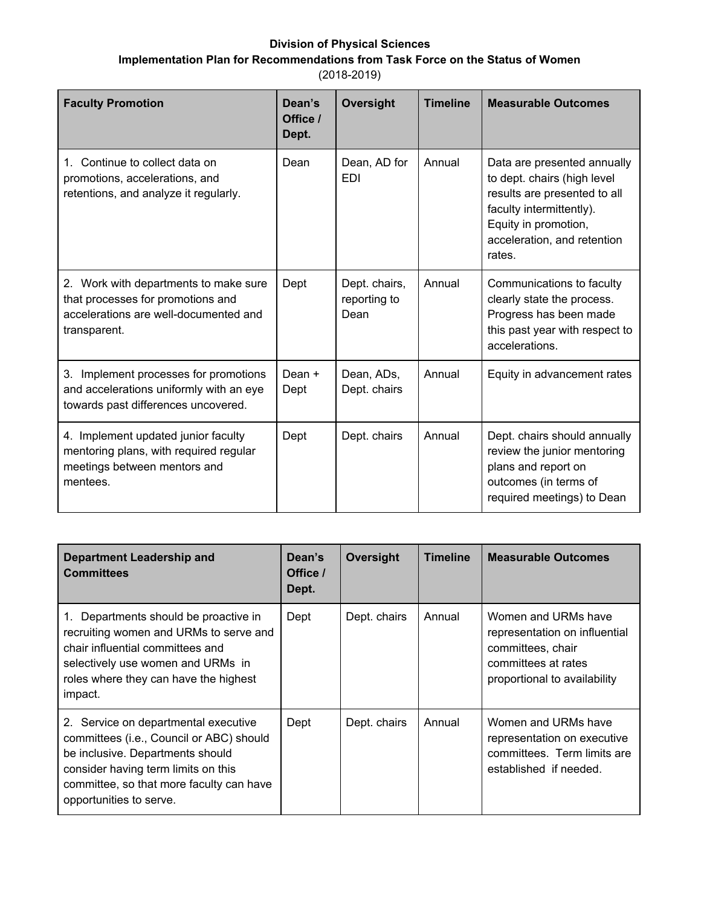**Division of Physical Sciences**
**Implementation Plan for Recommendations from Task Force on the Status of Women**
(2018-2019)

| Faculty Promotion | Dean's Office / Dept. | Oversight | Timeline | Measurable Outcomes |
|---|---|---|---|---|
| 1. Continue to collect data on promotions, accelerations, and retentions, and analyze it regularly. | Dean | Dean, AD for EDI | Annual | Data are presented annually to dept. chairs (high level results are presented to all faculty intermittently). Equity in promotion, acceleration, and retention rates. |
| 2. Work with departments to make sure that processes for promotions and accelerations are well-documented and transparent. | Dept | Dept. chairs, reporting to Dean | Annual | Communications to faculty clearly state the process. Progress has been made this past year with respect to accelerations. |
| 3. Implement processes for promotions and accelerations uniformly with an eye towards past differences uncovered. | Dean + Dept | Dean, ADs, Dept. chairs | Annual | Equity in advancement rates |
| 4. Implement updated junior faculty mentoring plans, with required regular meetings between mentors and mentees. | Dept | Dept. chairs | Annual | Dept. chairs should annually review the junior mentoring plans and report on outcomes (in terms of required meetings) to Dean |

| Department Leadership and Committees | Dean's Office / Dept. | Oversight | Timeline | Measurable Outcomes |
|---|---|---|---|---|
| 1. Departments should be proactive in recruiting women and URMs to serve and chair influential committees and selectively use women and URMs in roles where they can have the highest impact. | Dept | Dept. chairs | Annual | Women and URMs have representation on influential committees, chair committees at rates proportional to availability |
| 2. Service on departmental executive committees (i.e., Council or ABC) should be inclusive. Departments should consider having term limits on this committee, so that more faculty can have opportunities to serve. | Dept | Dept. chairs | Annual | Women and URMs have representation on executive committees. Term limits are established if needed. |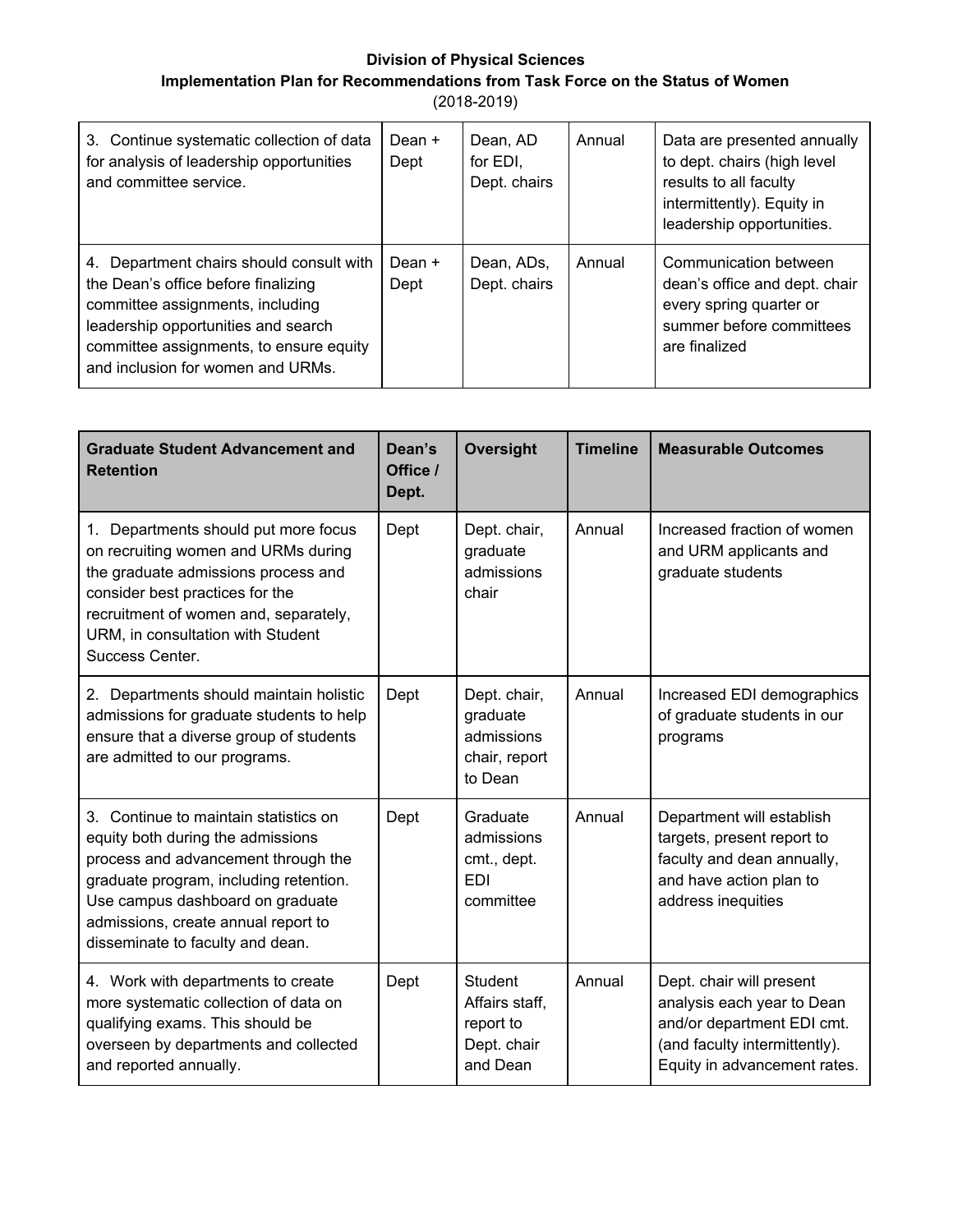**Division of Physical Sciences**
**Implementation Plan for Recommendations from Task Force on the Status of Women**
(2018-2019)

| | | | | |
|---|---|---|---|---|
| 3. Continue systematic collection of data for analysis of leadership opportunities and committee service. | Dean + Dept | Dean, AD for EDI, Dept. chairs | Annual | Data are presented annually to dept. chairs (high level results to all faculty intermittently). Equity in leadership opportunities. |
| 4. Department chairs should consult with the Dean's office before finalizing committee assignments, including leadership opportunities and search committee assignments, to ensure equity and inclusion for women and URMs. | Dean + Dept | Dean, ADs, Dept. chairs | Annual | Communication between dean's office and dept. chair every spring quarter or summer before committees are finalized |

| Graduate Student Advancement and Retention | Dean's Office / Dept. | Oversight | Timeline | Measurable Outcomes |
|---|---|---|---|---|
| 1. Departments should put more focus on recruiting women and URMs during the graduate admissions process and consider best practices for the recruitment of women and, separately, URM, in consultation with Student Success Center. | Dept | Dept. chair, graduate admissions chair | Annual | Increased fraction of women and URM applicants and graduate students |
| 2. Departments should maintain holistic admissions for graduate students to help ensure that a diverse group of students are admitted to our programs. | Dept | Dept. chair, graduate admissions chair, report to Dean | Annual | Increased EDI demographics of graduate students in our programs |
| 3. Continue to maintain statistics on equity both during the admissions process and advancement through the graduate program, including retention. Use campus dashboard on graduate admissions, create annual report to disseminate to faculty and dean. | Dept | Graduate admissions cmt., dept. EDI committee | Annual | Department will establish targets, present report to faculty and dean annually, and have action plan to address inequities |
| 4. Work with departments to create more systematic collection of data on qualifying exams. This should be overseen by departments and collected and reported annually. | Dept | Student Affairs staff, report to Dept. chair and Dean | Annual | Dept. chair will present analysis each year to Dean and/or department EDI cmt. (and faculty intermittently). Equity in advancement rates. |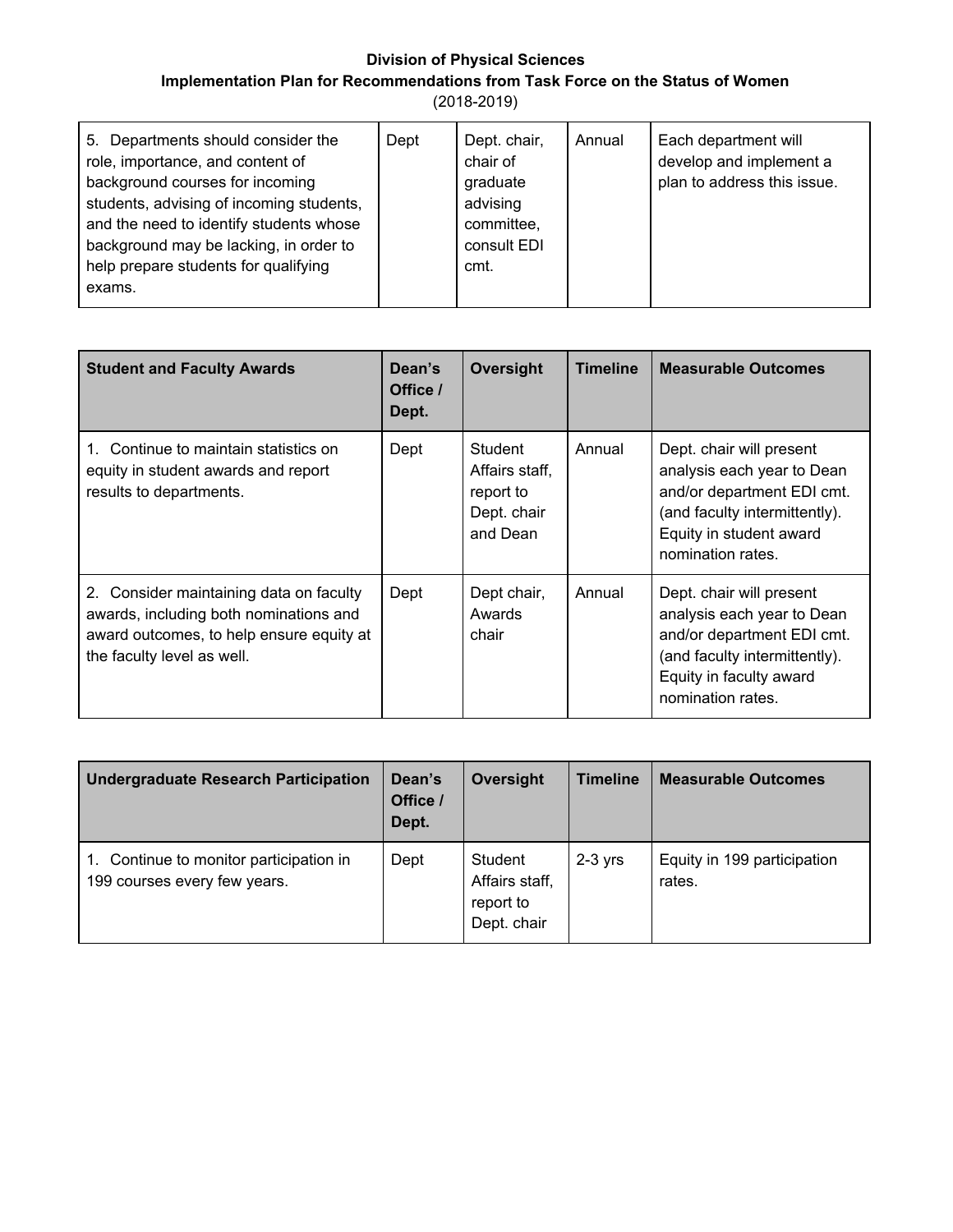**Division of Physical Sciences**
**Implementation Plan for Recommendations from Task Force on the Status of Women**
(2018-2019)

| | | | | |
|---|---|---|---|---|
| 5. Departments should consider the role, importance, and content of background courses for incoming students, advising of incoming students, and the need to identify students whose background may be lacking, in order to help prepare students for qualifying exams. | Dept | Dept. chair, chair of graduate advising committee, consult EDI cmt. | Annual | Each department will develop and implement a plan to address this issue. |

| **Student and Faculty Awards** | **Dean's Office / Dept.** | **Oversight** | **Timeline** | **Measurable Outcomes** |
|---|---|---|---|---|
| 1. Continue to maintain statistics on equity in student awards and report results to departments. | Dept | Student Affairs staff, report to Dept. chair and Dean | Annual | Dept. chair will present analysis each year to Dean and/or department EDI cmt. (and faculty intermittently). Equity in student award nomination rates. |
| 2. Consider maintaining data on faculty awards, including both nominations and award outcomes, to help ensure equity at the faculty level as well. | Dept | Dept chair, Awards chair | Annual | Dept. chair will present analysis each year to Dean and/or department EDI cmt. (and faculty intermittently). Equity in faculty award nomination rates. |

| **Undergraduate Research Participation** | **Dean's Office / Dept.** | **Oversight** | **Timeline** | **Measurable Outcomes** |
|---|---|---|---|---|
| 1. Continue to monitor participation in 199 courses every few years. | Dept | Student Affairs staff, report to Dept. chair | 2-3 yrs | Equity in 199 participation rates. |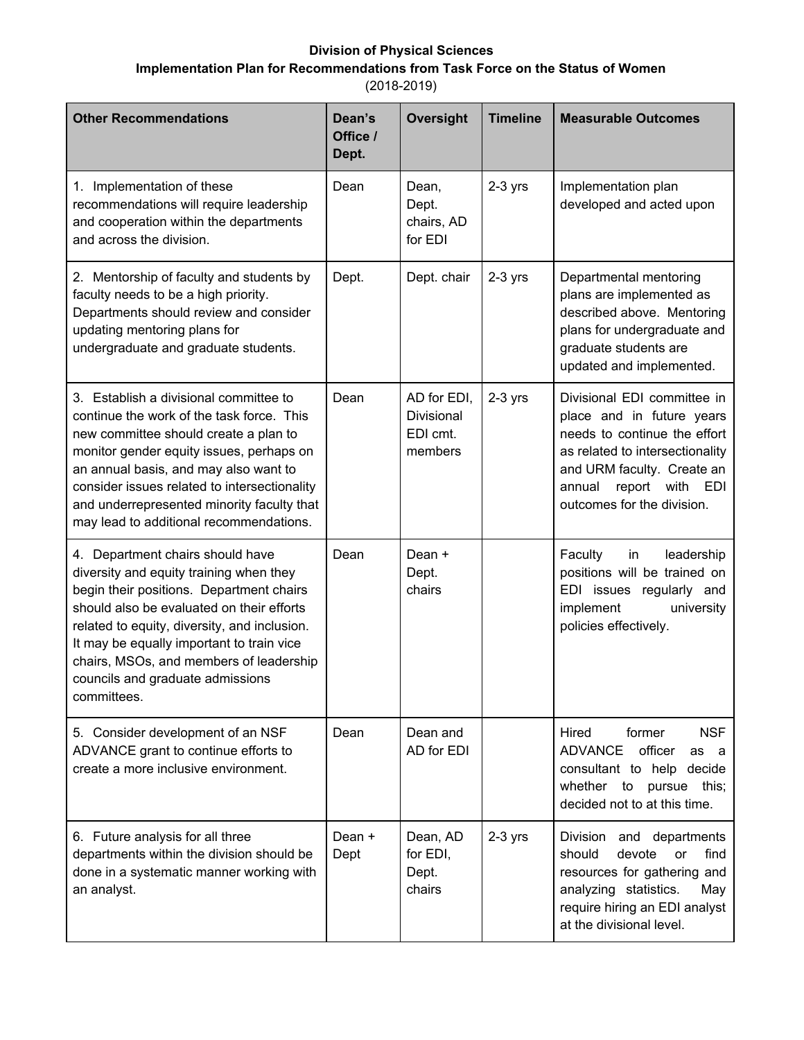**Division of Physical Sciences**

**Implementation Plan for Recommendations from Task Force on the Status of Women**

(2018-2019)

| Other Recommendations | Dean's Office / Dept. | Oversight | Timeline | Measurable Outcomes |
|---|---|---|---|---|
| 1. Implementation of these recommendations will require leadership and cooperation within the departments and across the division. | Dean | Dean, Dept. chairs, AD for EDI | 2-3 yrs | Implementation plan developed and acted upon |
| 2. Mentorship of faculty and students by faculty needs to be a high priority. Departments should review and consider updating mentoring plans for undergraduate and graduate students. | Dept. | Dept. chair | 2-3 yrs | Departmental mentoring plans are implemented as described above. Mentoring plans for undergraduate and graduate students are updated and implemented. |
| 3. Establish a divisional committee to continue the work of the task force. This new committee should create a plan to monitor gender equity issues, perhaps on an annual basis, and may also want to consider issues related to intersectionality and underrepresented minority faculty that may lead to additional recommendations. | Dean | AD for EDI, Divisional EDI cmt. members | 2-3 yrs | Divisional EDI committee in place and in future years needs to continue the effort as related to intersectionality and URM faculty. Create an annual report with EDI outcomes for the division. |
| 4. Department chairs should have diversity and equity training when they begin their positions. Department chairs should also be evaluated on their efforts related to equity, diversity, and inclusion. It may be equally important to train vice chairs, MSOs, and members of leadership councils and graduate admissions committees. | Dean | Dean + Dept. chairs | | Faculty in leadership positions will be trained on EDI issues regularly and implement university policies effectively. |
| 5. Consider development of an NSF ADVANCE grant to continue efforts to create a more inclusive environment. | Dean | Dean and AD for EDI | | Hired former NSF ADVANCE officer as a consultant to help decide whether to pursue this; decided not to at this time. |
| 6. Future analysis for all three departments within the division should be done in a systematic manner working with an analyst. | Dean + Dept | Dean, AD for EDI, Dept. chairs | 2-3 yrs | Division and departments should devote or find resources for gathering and analyzing statistics. May require hiring an EDI analyst at the divisional level. |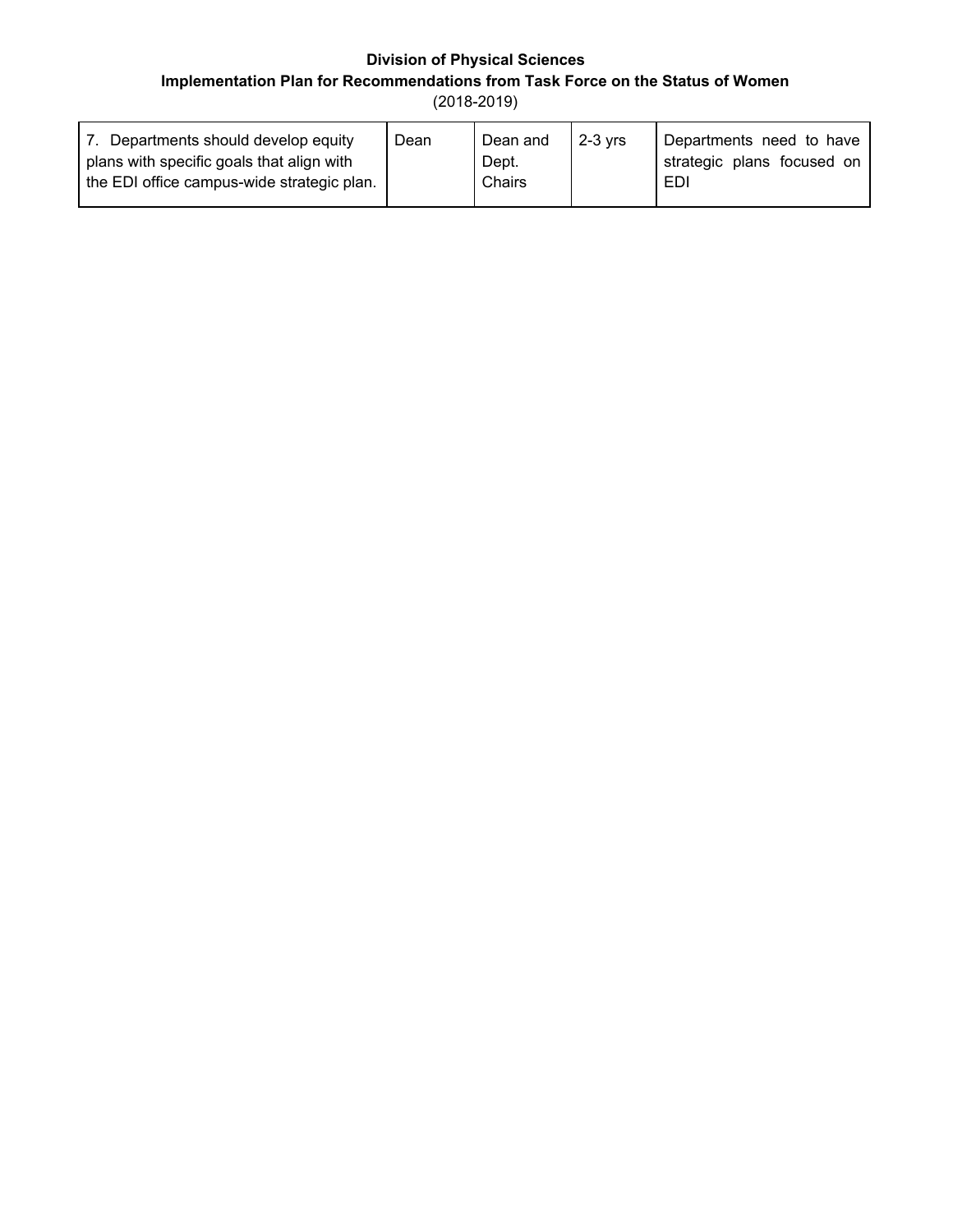**Division of Physical Sciences**
**Implementation Plan for Recommendations from Task Force on the Status of Women**
(2018-2019)

| | | | | |
|---|---|---|---|---|
| 7. Departments should develop equity plans with specific goals that align with the EDI office campus-wide strategic plan. | Dean | Dean and Dept. Chairs | 2-3 yrs | Departments need to have strategic plans focused on EDI |